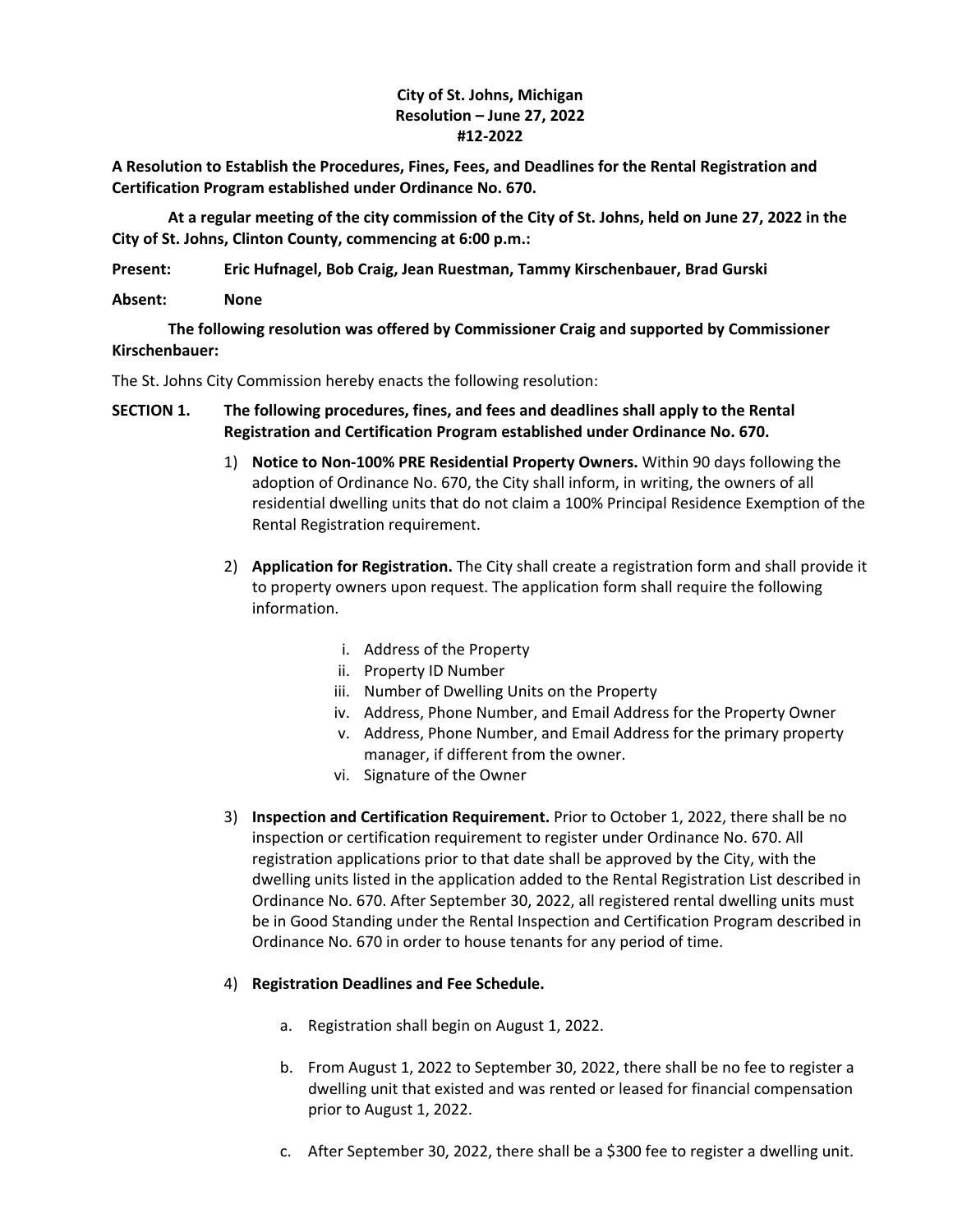**City of St. Johns, Michigan**
**Resolution – June 27, 2022**
**#12-2022**

**A Resolution to Establish the Procedures, Fines, Fees, and Deadlines for the Rental Registration and Certification Program established under Ordinance No. 670.**

**At a regular meeting of the city commission of the City of St. Johns, held on June 27, 2022 in the City of St. Johns, Clinton County, commencing at 6:00 p.m.:**

**Present:** **Eric Hufnagel, Bob Craig, Jean Ruestman, Tammy Kirschenbauer, Brad Gurski**

**Absent:** **None**

**The following resolution was offered by Commissioner Craig and supported by Commissioner Kirschenbauer:**

The St. Johns City Commission hereby enacts the following resolution:

**SECTION 1. The following procedures, fines, and fees and deadlines shall apply to the Rental Registration and Certification Program established under Ordinance No. 670.**

1) **Notice to Non-100% PRE Residential Property Owners.** Within 90 days following the adoption of Ordinance No. 670, the City shall inform, in writing, the owners of all residential dwelling units that do not claim a 100% Principal Residence Exemption of the Rental Registration requirement.

2) **Application for Registration.** The City shall create a registration form and shall provide it to property owners upon request. The application form shall require the following information.

   i. Address of the Property
   ii. Property ID Number
   iii. Number of Dwelling Units on the Property
   iv. Address, Phone Number, and Email Address for the Property Owner
   v. Address, Phone Number, and Email Address for the primary property manager, if different from the owner.
   vi. Signature of the Owner

3) **Inspection and Certification Requirement.** Prior to October 1, 2022, there shall be no inspection or certification requirement to register under Ordinance No. 670. All registration applications prior to that date shall be approved by the City, with the dwelling units listed in the application added to the Rental Registration List described in Ordinance No. 670. After September 30, 2022, all registered rental dwelling units must be in Good Standing under the Rental Inspection and Certification Program described in Ordinance No. 670 in order to house tenants for any period of time.

4) **Registration Deadlines and Fee Schedule.**

   a. Registration shall begin on August 1, 2022.

   b. From August 1, 2022 to September 30, 2022, there shall be no fee to register a dwelling unit that existed and was rented or leased for financial compensation prior to August 1, 2022.

   c. After September 30, 2022, there shall be a $300 fee to register a dwelling unit.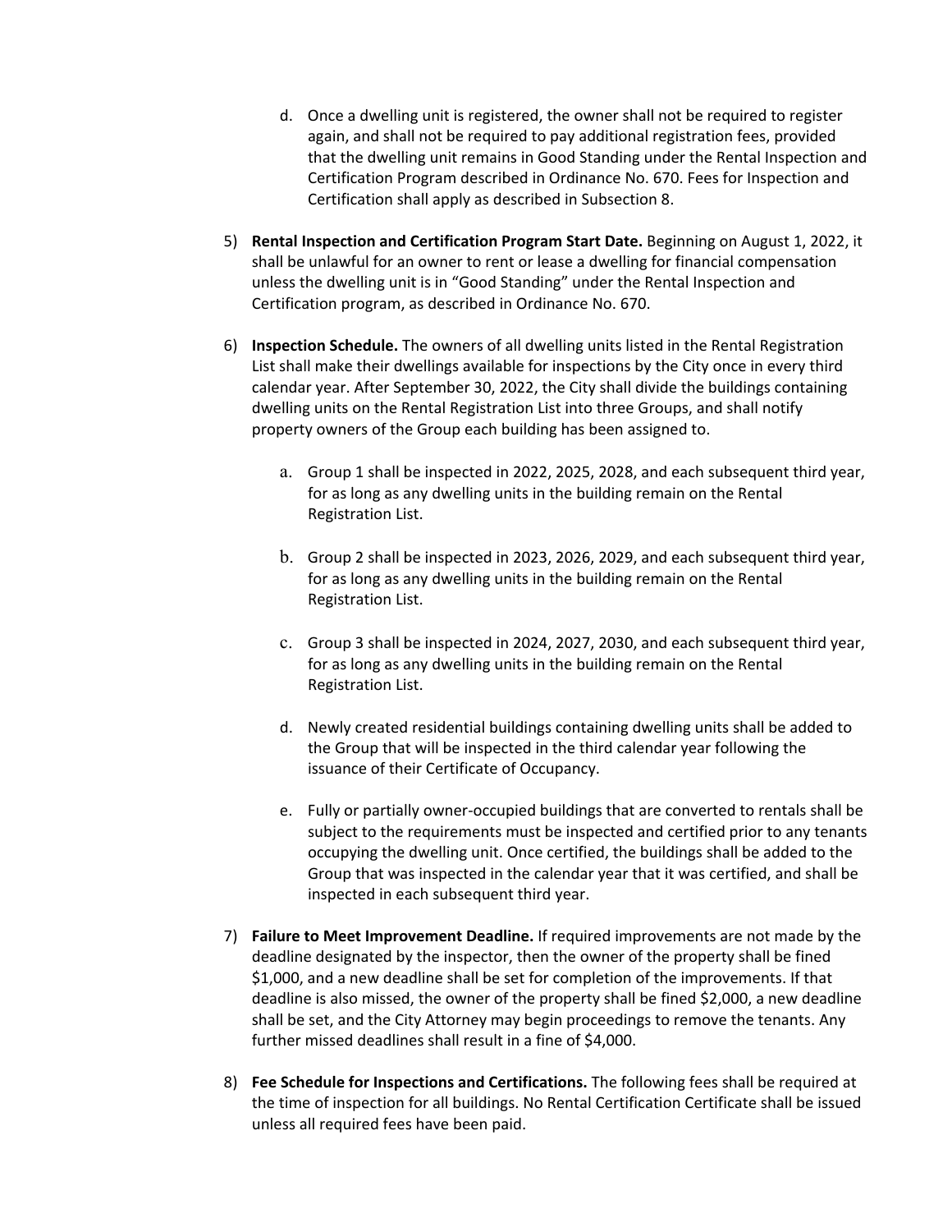d. Once a dwelling unit is registered, the owner shall not be required to register again, and shall not be required to pay additional registration fees, provided that the dwelling unit remains in Good Standing under the Rental Inspection and Certification Program described in Ordinance No. 670. Fees for Inspection and Certification shall apply as described in Subsection 8.

5) **Rental Inspection and Certification Program Start Date.** Beginning on August 1, 2022, it shall be unlawful for an owner to rent or lease a dwelling for financial compensation unless the dwelling unit is in "Good Standing" under the Rental Inspection and Certification program, as described in Ordinance No. 670.

6) **Inspection Schedule.** The owners of all dwelling units listed in the Rental Registration List shall make their dwellings available for inspections by the City once in every third calendar year. After September 30, 2022, the City shall divide the buildings containing dwelling units on the Rental Registration List into three Groups, and shall notify property owners of the Group each building has been assigned to.

   a. Group 1 shall be inspected in 2022, 2025, 2028, and each subsequent third year, for as long as any dwelling units in the building remain on the Rental Registration List.

   b. Group 2 shall be inspected in 2023, 2026, 2029, and each subsequent third year, for as long as any dwelling units in the building remain on the Rental Registration List.

   c. Group 3 shall be inspected in 2024, 2027, 2030, and each subsequent third year, for as long as any dwelling units in the building remain on the Rental Registration List.

   d. Newly created residential buildings containing dwelling units shall be added to the Group that will be inspected in the third calendar year following the issuance of their Certificate of Occupancy.

   e. Fully or partially owner-occupied buildings that are converted to rentals shall be subject to the requirements must be inspected and certified prior to any tenants occupying the dwelling unit. Once certified, the buildings shall be added to the Group that was inspected in the calendar year that it was certified, and shall be inspected in each subsequent third year.

7) **Failure to Meet Improvement Deadline.** If required improvements are not made by the deadline designated by the inspector, then the owner of the property shall be fined $1,000, and a new deadline shall be set for completion of the improvements. If that deadline is also missed, the owner of the property shall be fined $2,000, a new deadline shall be set, and the City Attorney may begin proceedings to remove the tenants. Any further missed deadlines shall result in a fine of $4,000.

8) **Fee Schedule for Inspections and Certifications.** The following fees shall be required at the time of inspection for all buildings. No Rental Certification Certificate shall be issued unless all required fees have been paid.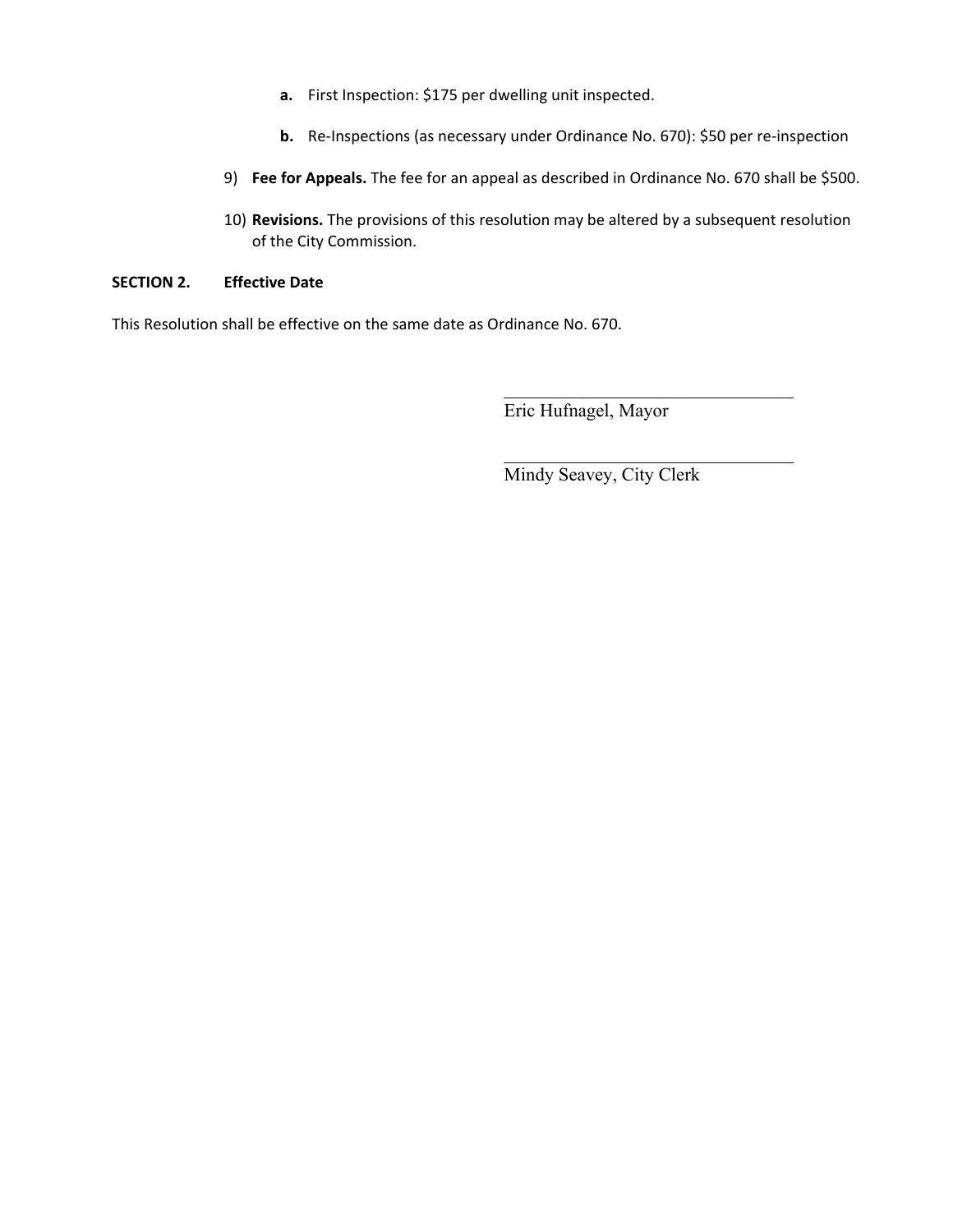- **a.** First Inspection: $175 per dwelling unit inspected.

   - **b.** Re-Inspections (as necessary under Ordinance No. 670): $50 per re-inspection

9) **Fee for Appeals.** The fee for an appeal as described in Ordinance No. 670 shall be $500.

10) **Revisions.** The provisions of this resolution may be altered by a subsequent resolution of the City Commission.

**SECTION 2. Effective Date**

This Resolution shall be effective on the same date as Ordinance No. 670.

\_\_\_\_\_\_\_\_\_\_\_\_\_\_\_\_\_\_\_\_\_\_\_\_\_\_\_\_\_\_\_\_

Eric Hufnagel, Mayor

\_\_\_\_\_\_\_\_\_\_\_\_\_\_\_\_\_\_\_\_\_\_\_\_\_\_\_\_\_\_\_\_

Mindy Seavey, City Clerk